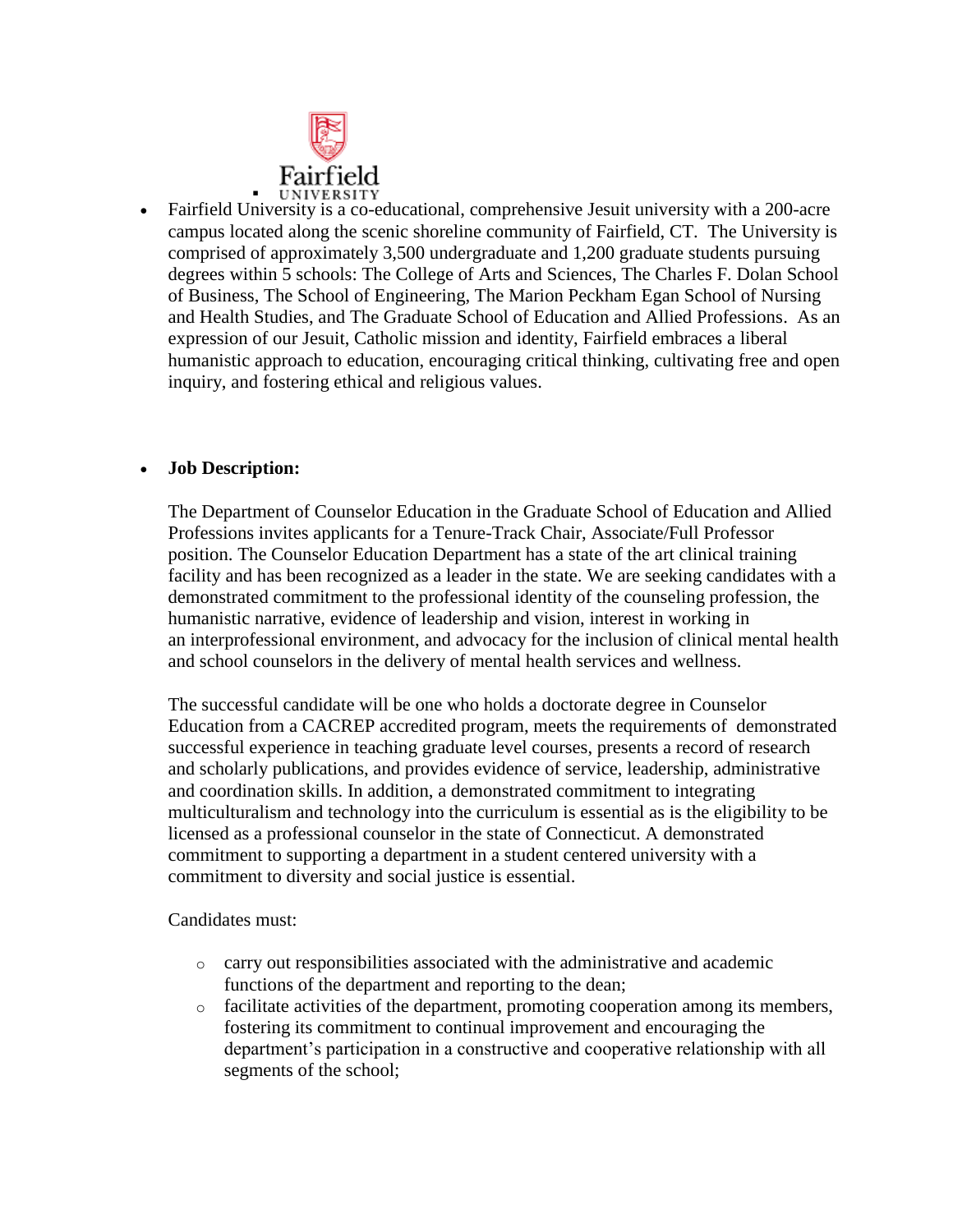- Fairfield University is a co-educational, comprehensive Jesuit university with a 200-acre campus located along the scenic shoreline community of Fairfield, CT. The University is comprised of approximately 3,500 undergraduate and 1,200 graduate students pursuing degrees within 5 schools: The College of Arts and Sciences, The Charles F. Dolan School of Business, The School of Engineering, The Marion Peckham Egan School of Nursing and Health Studies, and The Graduate School of Education and Allied Professions. As an expression of our Jesuit, Catholic mission and identity, Fairfield embraces a liberal humanistic approach to education, encouraging critical thinking, cultivating free and open inquiry, and fostering ethical and religious values.

- **Job Description:**

  The Department of Counselor Education in the Graduate School of Education and Allied Professions invites applicants for a Tenure-Track Chair, Associate/Full Professor position. The Counselor Education Department has a state of the art clinical training facility and has been recognized as a leader in the state. We are seeking candidates with a demonstrated commitment to the professional identity of the counseling profession, the humanistic narrative, evidence of leadership and vision, interest in working in an interprofessional environment, and advocacy for the inclusion of clinical mental health and school counselors in the delivery of mental health services and wellness.

  The successful candidate will be one who holds a doctorate degree in Counselor Education from a CACREP accredited program, meets the requirements of demonstrated successful experience in teaching graduate level courses, presents a record of research and scholarly publications, and provides evidence of service, leadership, administrative and coordination skills. In addition, a demonstrated commitment to integrating multiculturalism and technology into the curriculum is essential as is the eligibility to be licensed as a professional counselor in the state of Connecticut. A demonstrated commitment to supporting a department in a student centered university with a commitment to diversity and social justice is essential.

  Candidates must:

  - carry out responsibilities associated with the administrative and academic functions of the department and reporting to the dean;
  - facilitate activities of the department, promoting cooperation among its members, fostering its commitment to continual improvement and encouraging the department's participation in a constructive and cooperative relationship with all segments of the school;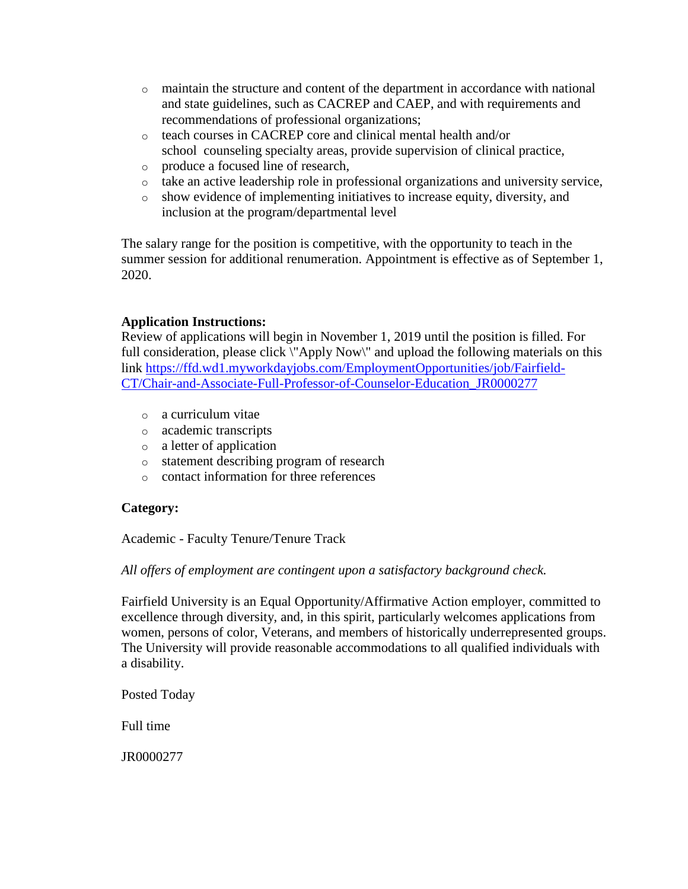- maintain the structure and content of the department in accordance with national and state guidelines, such as CACREP and CAEP, and with requirements and recommendations of professional organizations;
- teach courses in CACREP core and clinical mental health and/or school counseling specialty areas, provide supervision of clinical practice,
- produce a focused line of research,
- take an active leadership role in professional organizations and university service,
- show evidence of implementing initiatives to increase equity, diversity, and inclusion at the program/departmental level

The salary range for the position is competitive, with the opportunity to teach in the summer session for additional renumeration. Appointment is effective as of September 1, 2020.

**Application Instructions:**
Review of applications will begin in November 1, 2019 until the position is filled. For full consideration, please click \"Apply Now\" and upload the following materials on this link [https://ffd.wd1.myworkdayjobs.com/EmploymentOpportunities/job/Fairfield-CT/Chair-and-Associate-Full-Professor-of-Counselor-Education_JR0000277](https://ffd.wd1.myworkdayjobs.com/EmploymentOpportunities/job/Fairfield-CT/Chair-and-Associate-Full-Professor-of-Counselor-Education_JR0000277)

- a curriculum vitae
- academic transcripts
- a letter of application
- statement describing program of research
- contact information for three references

**Category:**

Academic - Faculty Tenure/Tenure Track

*All offers of employment are contingent upon a satisfactory background check.*

Fairfield University is an Equal Opportunity/Affirmative Action employer, committed to excellence through diversity, and, in this spirit, particularly welcomes applications from women, persons of color, Veterans, and members of historically underrepresented groups. The University will provide reasonable accommodations to all qualified individuals with a disability.

Posted Today

Full time

JR0000277